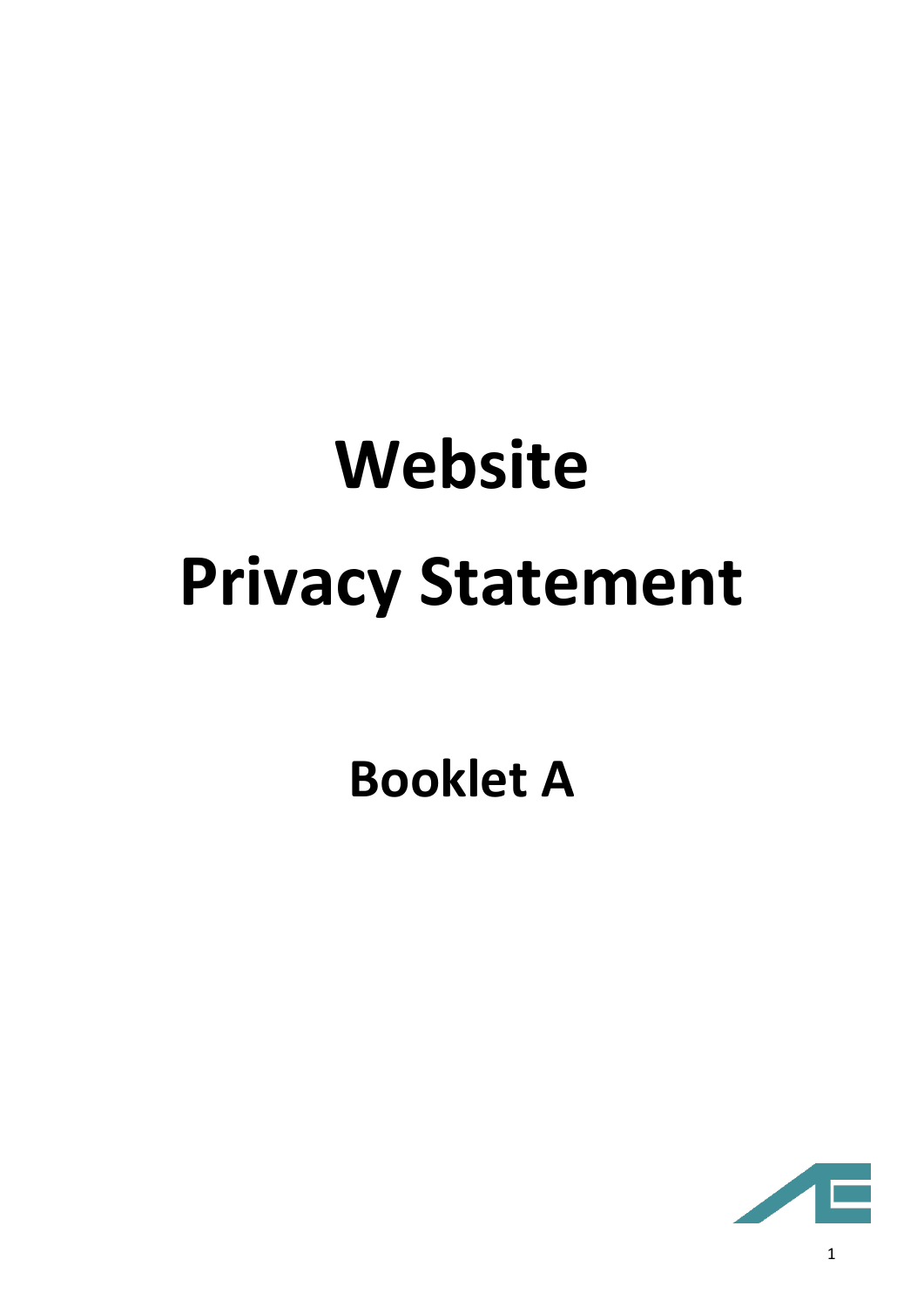# Website Privacy Statement

## Booklet A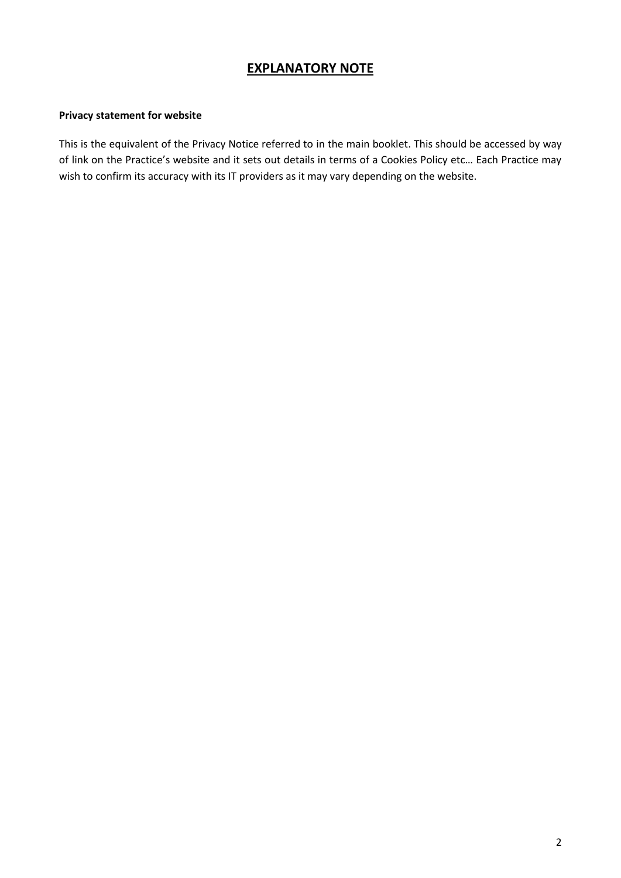# EXPLANATORY NOTE

**Privacy statement for website**

This is the equivalent of the Privacy Notice referred to in the main booklet. This should be accessed by way of link on the Practice's website and it sets out details in terms of a Cookies Policy etc… Each Practice may wish to confirm its accuracy with its IT providers as it may vary depending on the website.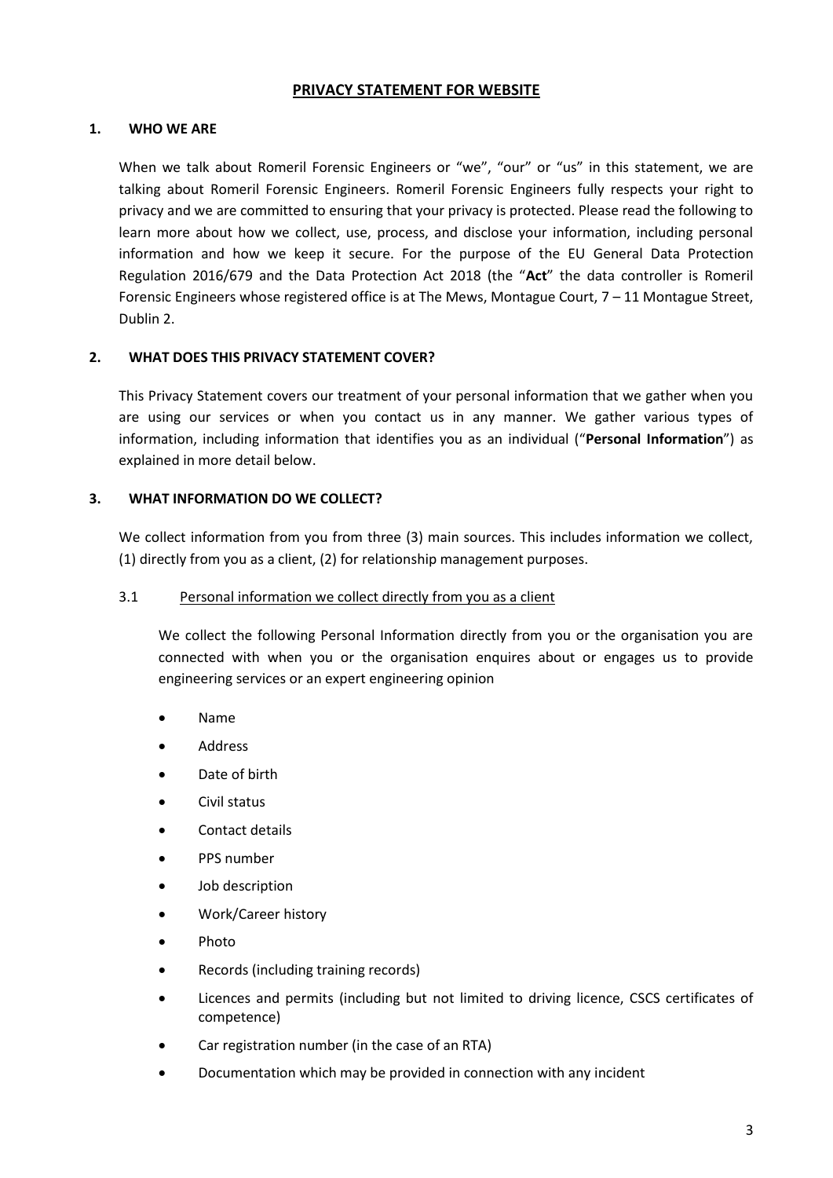## PRIVACY STATEMENT FOR WEBSITE

### 1. WHO WE ARE

When we talk about Romeril Forensic Engineers or "we", "our" or "us" in this statement, we are talking about Romeril Forensic Engineers. Romeril Forensic Engineers fully respects your right to privacy and we are committed to ensuring that your privacy is protected. Please read the following to learn more about how we collect, use, process, and disclose your information, including personal information and how we keep it secure. For the purpose of the EU General Data Protection Regulation 2016/679 and the Data Protection Act 2018 (the "**Act**" the data controller is Romeril Forensic Engineers whose registered office is at The Mews, Montague Court, 7 – 11 Montague Street, Dublin 2.

### 2. WHAT DOES THIS PRIVACY STATEMENT COVER?

This Privacy Statement covers our treatment of your personal information that we gather when you are using our services or when you contact us in any manner. We gather various types of information, including information that identifies you as an individual ("**Personal Information**") as explained in more detail below.

### 3. WHAT INFORMATION DO WE COLLECT?

We collect information from you from three (3) main sources. This includes information we collect, (1) directly from you as a client, (2) for relationship management purposes.

3.1 Personal information we collect directly from you as a client

We collect the following Personal Information directly from you or the organisation you are connected with when you or the organisation enquires about or engages us to provide engineering services or an expert engineering opinion

- Name
- Address
- Date of birth
- Civil status
- Contact details
- PPS number
- Job description
- Work/Career history
- Photo
- Records (including training records)
- Licences and permits (including but not limited to driving licence, CSCS certificates of competence)
- Car registration number (in the case of an RTA)
- Documentation which may be provided in connection with any incident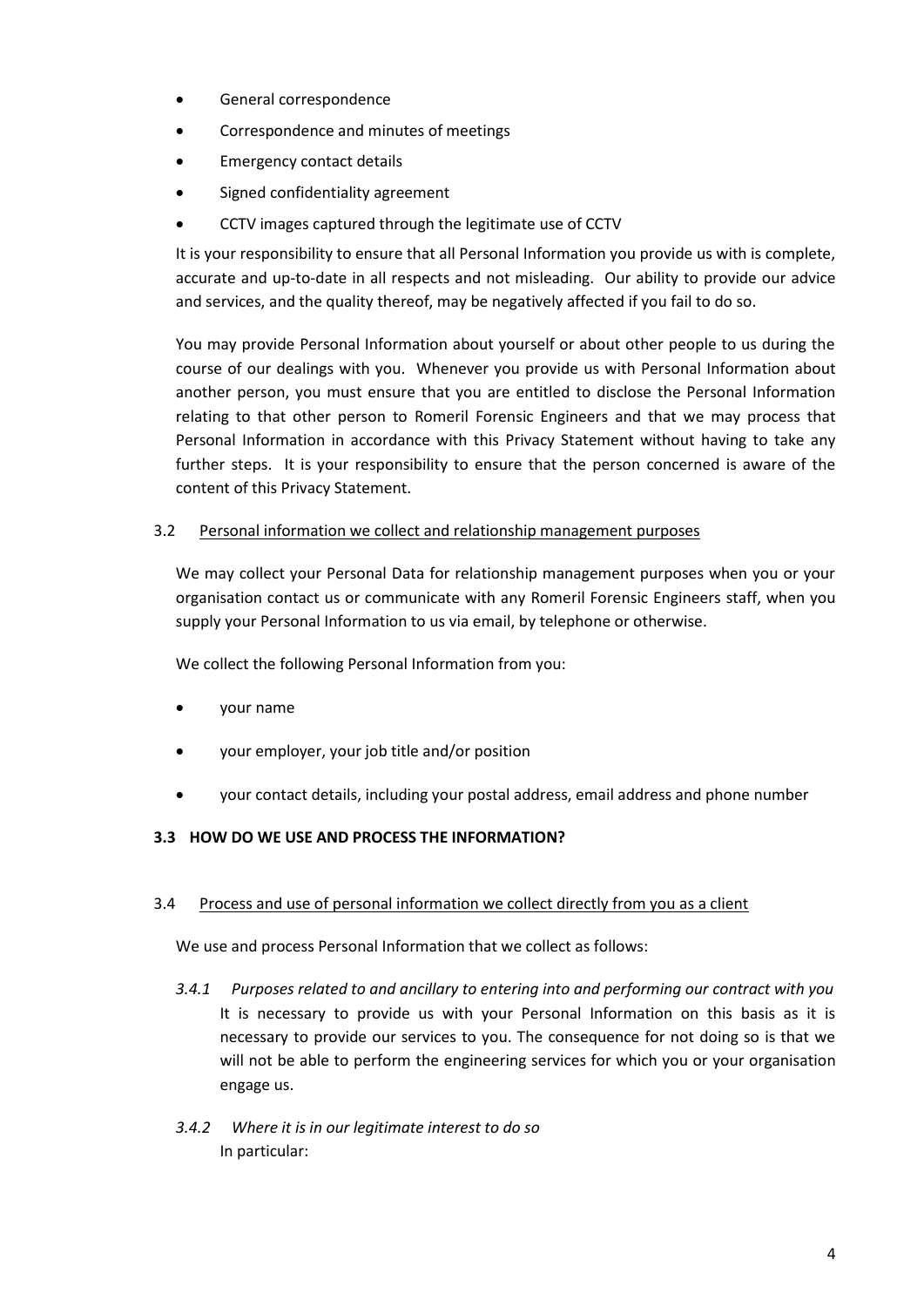- General correspondence
- Correspondence and minutes of meetings
- Emergency contact details
- Signed confidentiality agreement
- CCTV images captured through the legitimate use of CCTV

It is your responsibility to ensure that all Personal Information you provide us with is complete, accurate and up-to-date in all respects and not misleading. Our ability to provide our advice and services, and the quality thereof, may be negatively affected if you fail to do so.

You may provide Personal Information about yourself or about other people to us during the course of our dealings with you. Whenever you provide us with Personal Information about another person, you must ensure that you are entitled to disclose the Personal Information relating to that other person to Romeril Forensic Engineers and that we may process that Personal Information in accordance with this Privacy Statement without having to take any further steps. It is your responsibility to ensure that the person concerned is aware of the content of this Privacy Statement.

3.2 Personal information we collect and relationship management purposes

We may collect your Personal Data for relationship management purposes when you or your organisation contact us or communicate with any Romeril Forensic Engineers staff, when you supply your Personal Information to us via email, by telephone or otherwise.

We collect the following Personal Information from you:

- your name
- your employer, your job title and/or position
- your contact details, including your postal address, email address and phone number

**3.3 HOW DO WE USE AND PROCESS THE INFORMATION?**

3.4 Process and use of personal information we collect directly from you as a client

We use and process Personal Information that we collect as follows:

*3.4.1 Purposes related to and ancillary to entering into and performing our contract with you*
It is necessary to provide us with your Personal Information on this basis as it is necessary to provide our services to you. The consequence for not doing so is that we will not be able to perform the engineering services for which you or your organisation engage us.

*3.4.2 Where it is in our legitimate interest to do so*
In particular: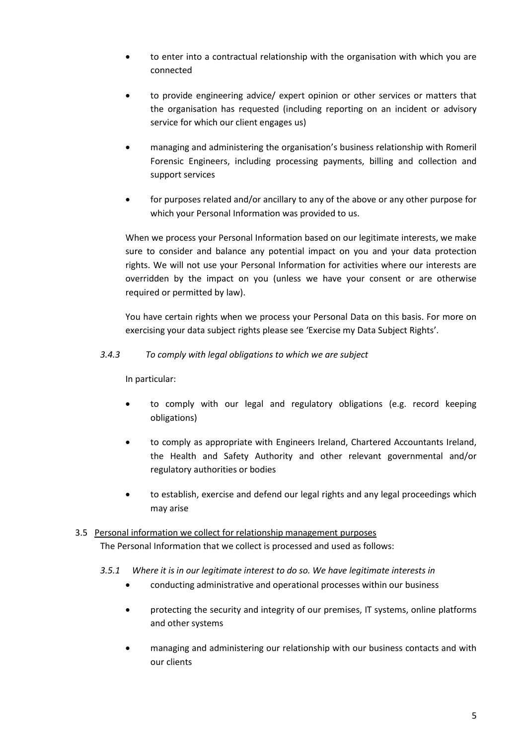- to enter into a contractual relationship with the organisation with which you are connected

- to provide engineering advice/ expert opinion or other services or matters that the organisation has requested (including reporting on an incident or advisory service for which our client engages us)

- managing and administering the organisation's business relationship with Romeril Forensic Engineers, including processing payments, billing and collection and support services

- for purposes related and/or ancillary to any of the above or any other purpose for which your Personal Information was provided to us.

When we process your Personal Information based on our legitimate interests, we make sure to consider and balance any potential impact on you and your data protection rights. We will not use your Personal Information for activities where our interests are overridden by the impact on you (unless we have your consent or are otherwise required or permitted by law).

You have certain rights when we process your Personal Data on this basis. For more on exercising your data subject rights please see 'Exercise my Data Subject Rights'.

*3.4.3 To comply with legal obligations to which we are subject*

In particular:

- to comply with our legal and regulatory obligations (e.g. record keeping obligations)

- to comply as appropriate with Engineers Ireland, Chartered Accountants Ireland, the Health and Safety Authority and other relevant governmental and/or regulatory authorities or bodies

- to establish, exercise and defend our legal rights and any legal proceedings which may arise

3.5 <u>Personal information we collect for relationship management purposes</u>

The Personal Information that we collect is processed and used as follows:

*3.5.1 Where it is in our legitimate interest to do so. We have legitimate interests in*

- conducting administrative and operational processes within our business

- protecting the security and integrity of our premises, IT systems, online platforms and other systems

- managing and administering our relationship with our business contacts and with our clients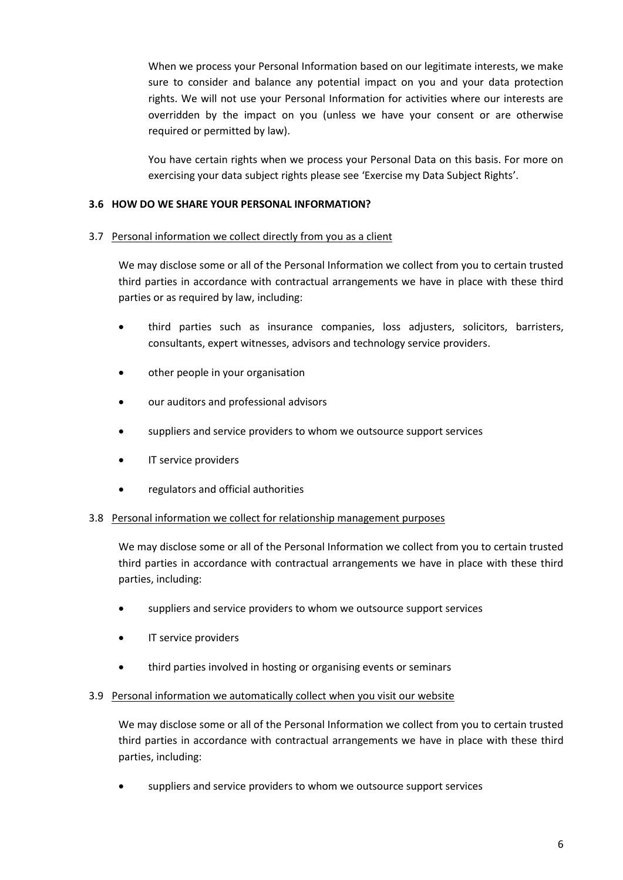When we process your Personal Information based on our legitimate interests, we make sure to consider and balance any potential impact on you and your data protection rights. We will not use your Personal Information for activities where our interests are overridden by the impact on you (unless we have your consent or are otherwise required or permitted by law).

You have certain rights when we process your Personal Data on this basis. For more on exercising your data subject rights please see 'Exercise my Data Subject Rights'.

### 3.6 HOW DO WE SHARE YOUR PERSONAL INFORMATION?

3.7 Personal information we collect directly from you as a client

We may disclose some or all of the Personal Information we collect from you to certain trusted third parties in accordance with contractual arrangements we have in place with these third parties or as required by law, including:

- third parties such as insurance companies, loss adjusters, solicitors, barristers, consultants, expert witnesses, advisors and technology service providers.
- other people in your organisation
- our auditors and professional advisors
- suppliers and service providers to whom we outsource support services
- IT service providers
- regulators and official authorities

3.8 Personal information we collect for relationship management purposes

We may disclose some or all of the Personal Information we collect from you to certain trusted third parties in accordance with contractual arrangements we have in place with these third parties, including:

- suppliers and service providers to whom we outsource support services
- IT service providers
- third parties involved in hosting or organising events or seminars

3.9 Personal information we automatically collect when you visit our website

We may disclose some or all of the Personal Information we collect from you to certain trusted third parties in accordance with contractual arrangements we have in place with these third parties, including:

- suppliers and service providers to whom we outsource support services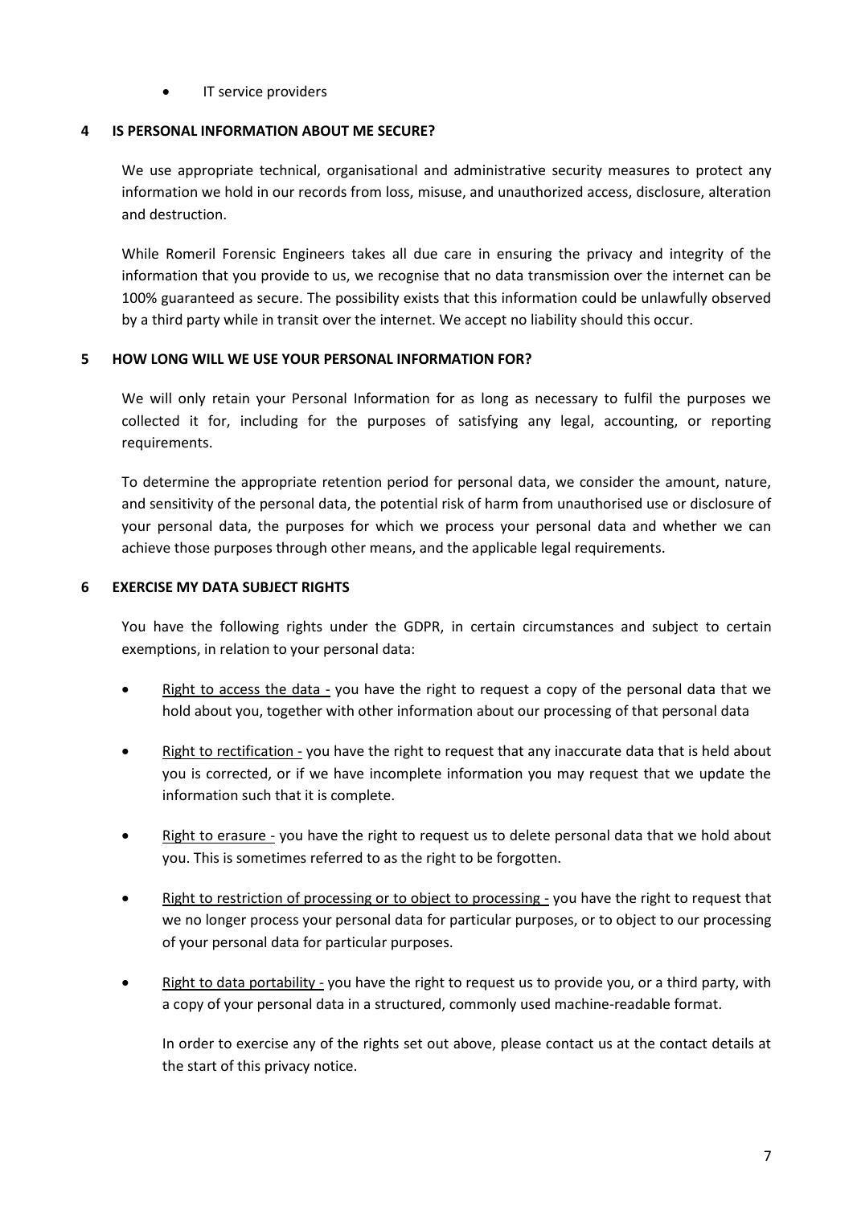- IT service providers

## 4 IS PERSONAL INFORMATION ABOUT ME SECURE?

We use appropriate technical, organisational and administrative security measures to protect any information we hold in our records from loss, misuse, and unauthorized access, disclosure, alteration and destruction.

While Romeril Forensic Engineers takes all due care in ensuring the privacy and integrity of the information that you provide to us, we recognise that no data transmission over the internet can be 100% guaranteed as secure. The possibility exists that this information could be unlawfully observed by a third party while in transit over the internet. We accept no liability should this occur.

## 5 HOW LONG WILL WE USE YOUR PERSONAL INFORMATION FOR?

We will only retain your Personal Information for as long as necessary to fulfil the purposes we collected it for, including for the purposes of satisfying any legal, accounting, or reporting requirements.

To determine the appropriate retention period for personal data, we consider the amount, nature, and sensitivity of the personal data, the potential risk of harm from unauthorised use or disclosure of your personal data, the purposes for which we process your personal data and whether we can achieve those purposes through other means, and the applicable legal requirements.

## 6 EXERCISE MY DATA SUBJECT RIGHTS

You have the following rights under the GDPR, in certain circumstances and subject to certain exemptions, in relation to your personal data:

- Right to access the data - you have the right to request a copy of the personal data that we hold about you, together with other information about our processing of that personal data
- Right to rectification - you have the right to request that any inaccurate data that is held about you is corrected, or if we have incomplete information you may request that we update the information such that it is complete.
- Right to erasure - you have the right to request us to delete personal data that we hold about you. This is sometimes referred to as the right to be forgotten.
- Right to restriction of processing or to object to processing - you have the right to request that we no longer process your personal data for particular purposes, or to object to our processing of your personal data for particular purposes.
- Right to data portability - you have the right to request us to provide you, or a third party, with a copy of your personal data in a structured, commonly used machine-readable format.

  In order to exercise any of the rights set out above, please contact us at the contact details at the start of this privacy notice.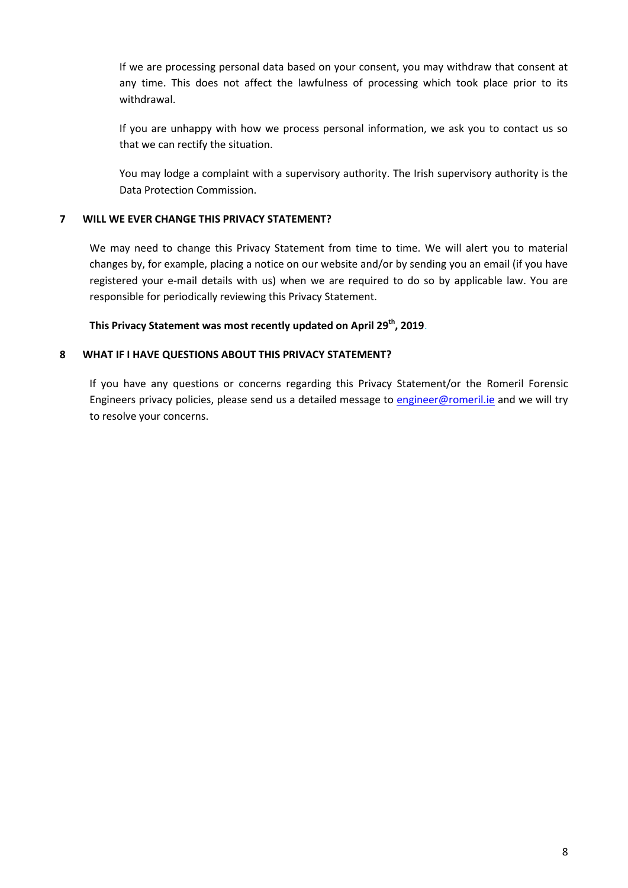If we are processing personal data based on your consent, you may withdraw that consent at any time. This does not affect the lawfulness of processing which took place prior to its withdrawal.

If you are unhappy with how we process personal information, we ask you to contact us so that we can rectify the situation.

You may lodge a complaint with a supervisory authority. The Irish supervisory authority is the Data Protection Commission.

## 7 WILL WE EVER CHANGE THIS PRIVACY STATEMENT?

We may need to change this Privacy Statement from time to time. We will alert you to material changes by, for example, placing a notice on our website and/or by sending you an email (if you have registered your e-mail details with us) when we are required to do so by applicable law. You are responsible for periodically reviewing this Privacy Statement.

**This Privacy Statement was most recently updated on April 29th, 2019**.

## 8 WHAT IF I HAVE QUESTIONS ABOUT THIS PRIVACY STATEMENT?

If you have any questions or concerns regarding this Privacy Statement/or the Romeril Forensic Engineers privacy policies, please send us a detailed message to engineer@romeril.ie and we will try to resolve your concerns.